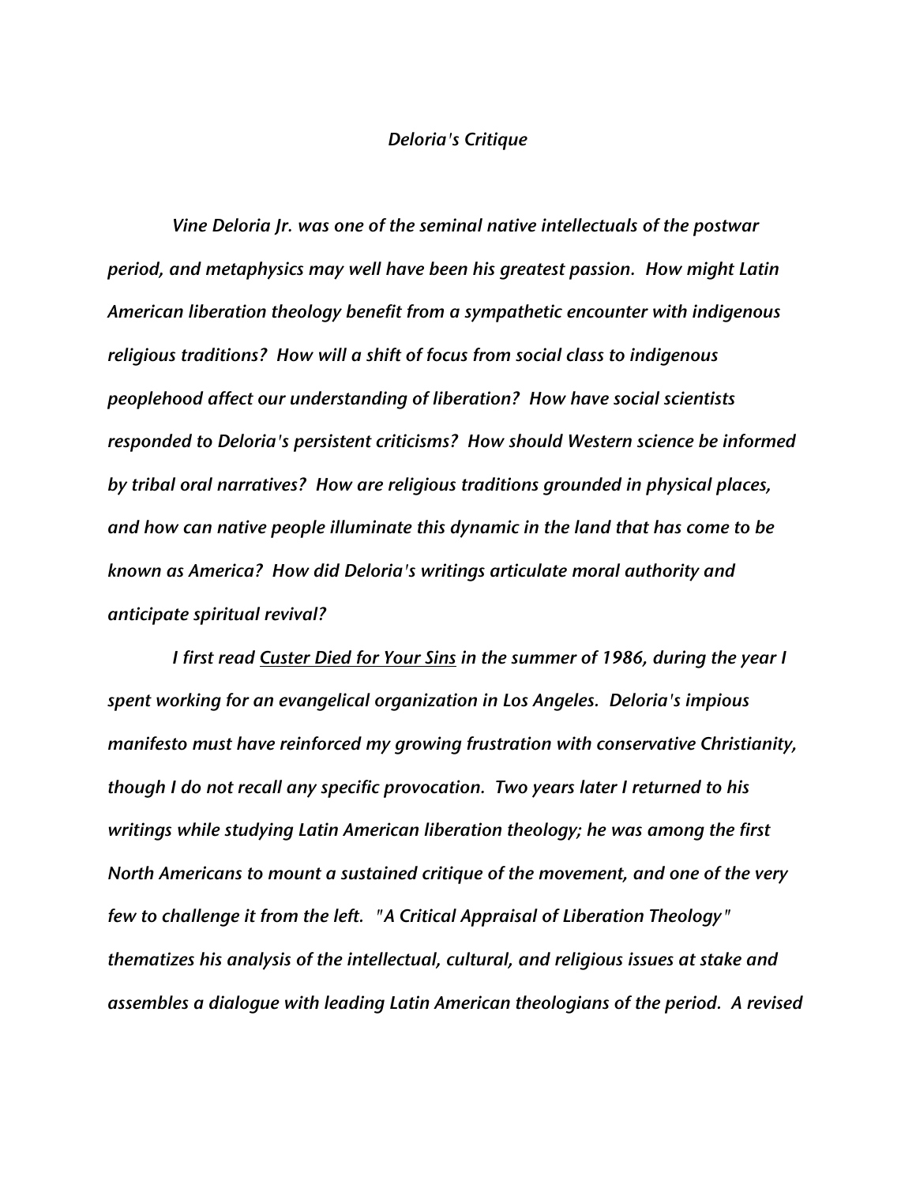*Deloria's Critique*

*Vine Deloria Jr. was one of the seminal native intellectuals of the postwar period, and metaphysics may well have been his greatest passion. How might Latin American liberation theology benefit from a sympathetic encounter with indigenous religious traditions? How will a shift of focus from social class to indigenous peoplehood affect our understanding of liberation? How have social scientists responded to Deloria's persistent criticisms? How should Western science be informed by tribal oral narratives? How are religious traditions grounded in physical places, and how can native people illuminate this dynamic in the land that has come to be known as America? How did Deloria's writings articulate moral authority and anticipate spiritual revival?*

*I first read <u>Custer Died for Your Sins</u> in the summer of 1986, during the year I spent working for an evangelical organization in Los Angeles. Deloria's impious manifesto must have reinforced my growing frustration with conservative Christianity, though I do not recall any specific provocation. Two years later I returned to his writings while studying Latin American liberation theology; he was among the first North Americans to mount a sustained critique of the movement, and one of the very few to challenge it from the left. "A Critical Appraisal of Liberation Theology" thematizes his analysis of the intellectual, cultural, and religious issues at stake and assembles a dialogue with leading Latin American theologians of the period. A revised*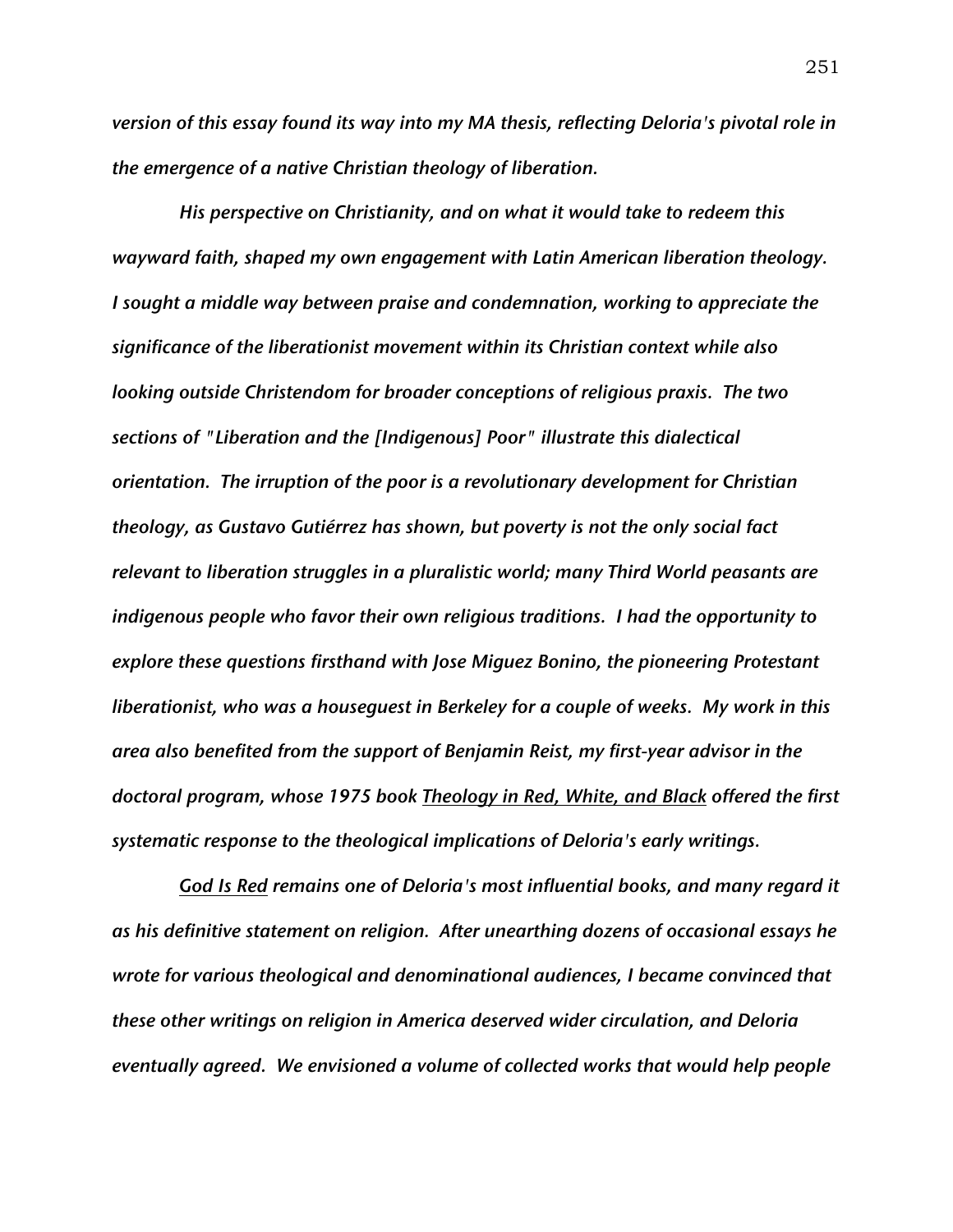*version of this essay found its way into my MA thesis, reflecting Deloria's pivotal role in the emergence of a native Christian theology of liberation.*

*His perspective on Christianity, and on what it would take to redeem this wayward faith, shaped my own engagement with Latin American liberation theology. I sought a middle way between praise and condemnation, working to appreciate the significance of the liberationist movement within its Christian context while also looking outside Christendom for broader conceptions of religious praxis. The two sections of "Liberation and the [Indigenous] Poor" illustrate this dialectical orientation. The irruption of the poor is a revolutionary development for Christian theology, as Gustavo Gutiérrez has shown, but poverty is not the only social fact relevant to liberation struggles in a pluralistic world; many Third World peasants are indigenous people who favor their own religious traditions. I had the opportunity to explore these questions firsthand with Jose Miguez Bonino, the pioneering Protestant liberationist, who was a houseguest in Berkeley for a couple of weeks. My work in this area also benefited from the support of Benjamin Reist, my first-year advisor in the doctoral program, whose 1975 book <u>Theology in Red, White, and Black</u> offered the first systematic response to the theological implications of Deloria's early writings.*

*<u>God Is Red</u> remains one of Deloria's most influential books, and many regard it as his definitive statement on religion. After unearthing dozens of occasional essays he wrote for various theological and denominational audiences, I became convinced that these other writings on religion in America deserved wider circulation, and Deloria eventually agreed. We envisioned a volume of collected works that would help people*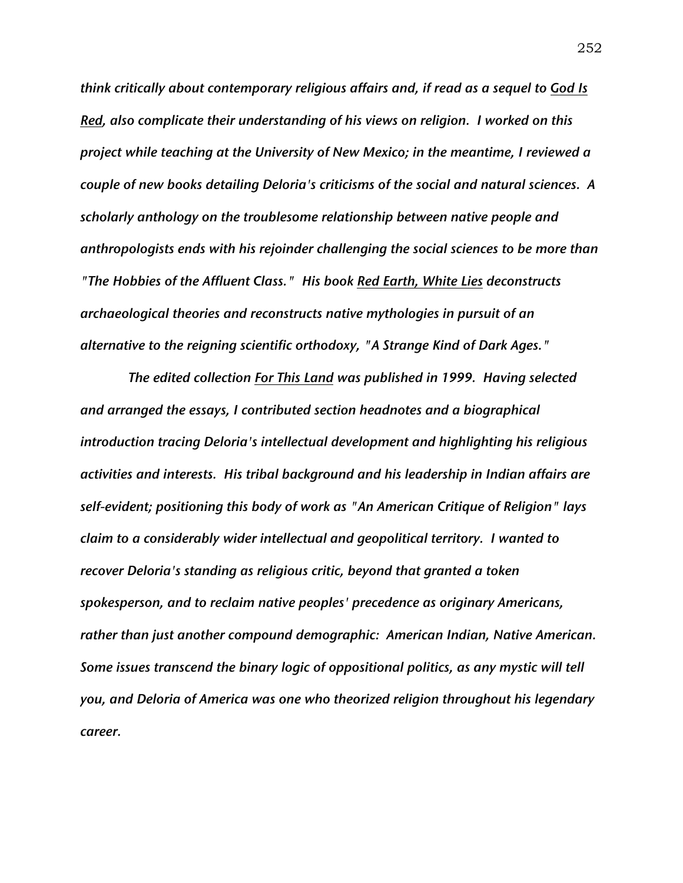*think critically about contemporary religious affairs and, if read as a sequel to God Is Red, also complicate their understanding of his views on religion. I worked on this project while teaching at the University of New Mexico; in the meantime, I reviewed a couple of new books detailing Deloria's criticisms of the social and natural sciences. A scholarly anthology on the troublesome relationship between native people and anthropologists ends with his rejoinder challenging the social sciences to be more than "The Hobbies of the Affluent Class." His book Red Earth, White Lies deconstructs archaeological theories and reconstructs native mythologies in pursuit of an alternative to the reigning scientific orthodoxy, "A Strange Kind of Dark Ages."*

*The edited collection For This Land was published in 1999. Having selected and arranged the essays, I contributed section headnotes and a biographical introduction tracing Deloria's intellectual development and highlighting his religious activities and interests. His tribal background and his leadership in Indian affairs are self-evident; positioning this body of work as "An American Critique of Religion" lays claim to a considerably wider intellectual and geopolitical territory. I wanted to recover Deloria's standing as religious critic, beyond that granted a token spokesperson, and to reclaim native peoples' precedence as originary Americans, rather than just another compound demographic: American Indian, Native American. Some issues transcend the binary logic of oppositional politics, as any mystic will tell you, and Deloria of America was one who theorized religion throughout his legendary career.*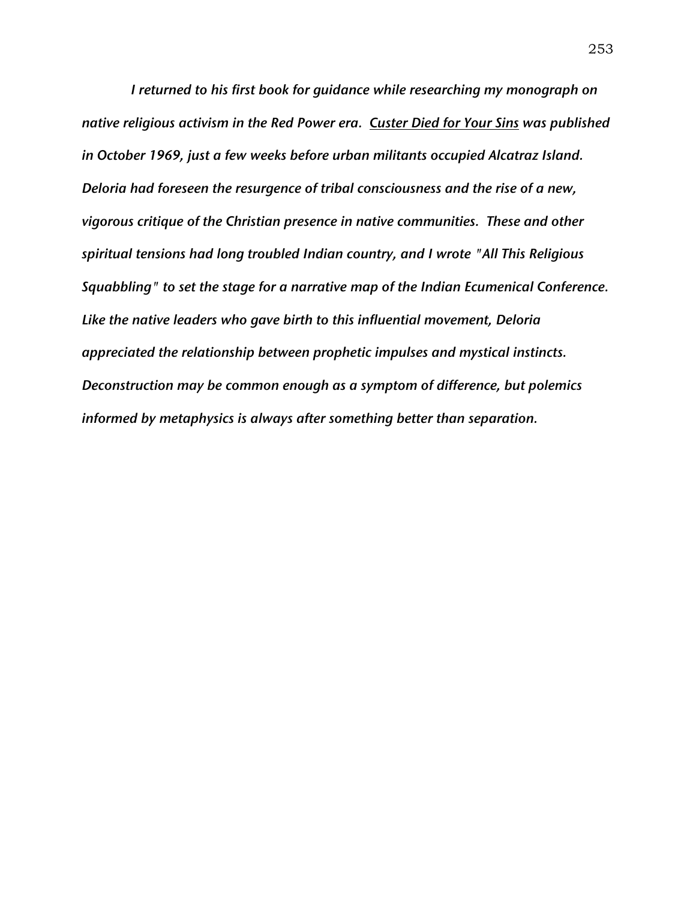*I returned to his first book for guidance while researching my monograph on native religious activism in the Red Power era. Custer Died for Your Sins was published in October 1969, just a few weeks before urban militants occupied Alcatraz Island. Deloria had foreseen the resurgence of tribal consciousness and the rise of a new, vigorous critique of the Christian presence in native communities. These and other spiritual tensions had long troubled Indian country, and I wrote "All This Religious Squabbling" to set the stage for a narrative map of the Indian Ecumenical Conference. Like the native leaders who gave birth to this influential movement, Deloria appreciated the relationship between prophetic impulses and mystical instincts. Deconstruction may be common enough as a symptom of difference, but polemics informed by metaphysics is always after something better than separation.*